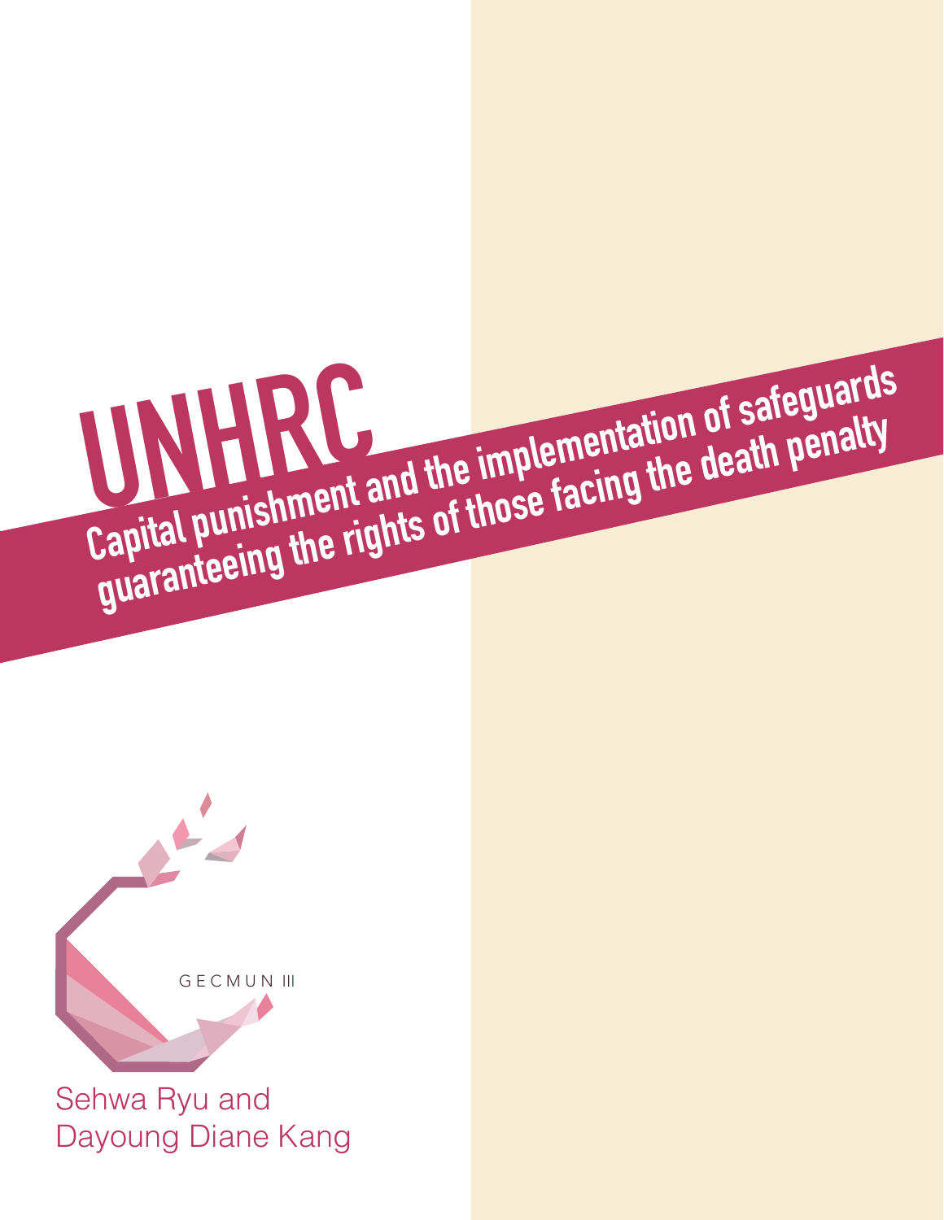# UNHRC

## Capital punishment and the implementation of safeguards guaranteeing the rights of those facing the death penalty

GECMUN III

Sehwa Ryu and
Dayoung Diane Kang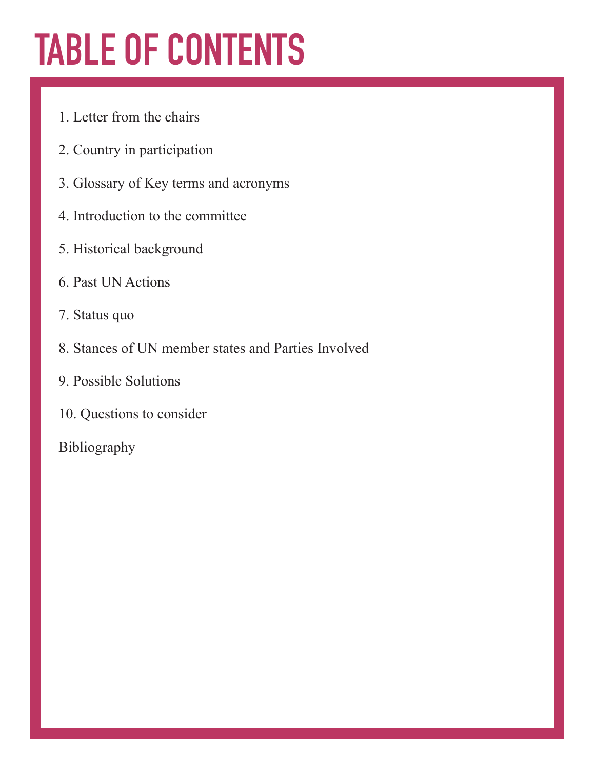# TABLE OF CONTENTS

1. Letter from the chairs
2. Country in participation
3. Glossary of Key terms and acronyms
4. Introduction to the committee
5. Historical background
6. Past UN Actions
7. Status quo
8. Stances of UN member states and Parties Involved
9. Possible Solutions
10. Questions to consider

Bibliography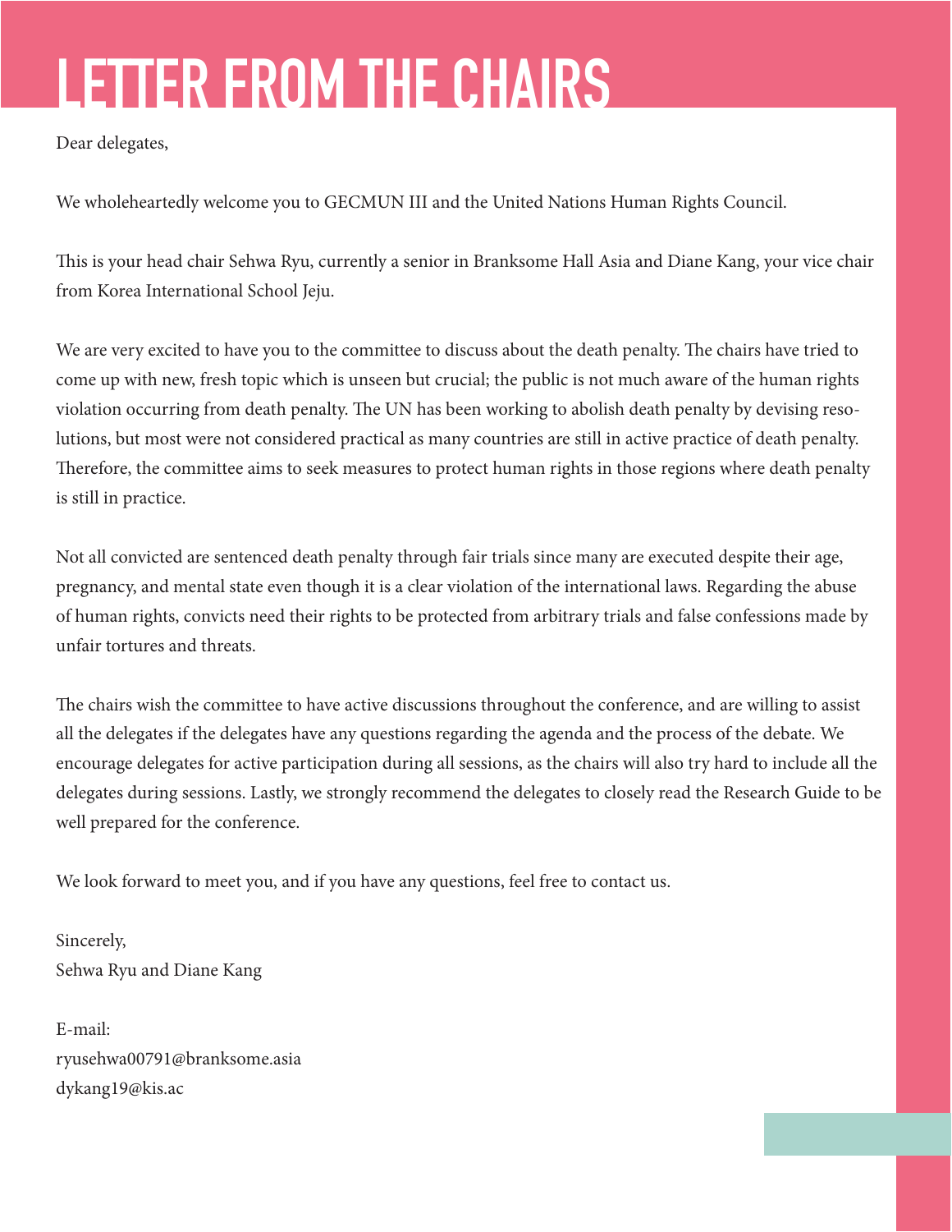# LETTER FROM THE CHAIRS

Dear delegates,

We wholeheartedly welcome you to GECMUN III and the United Nations Human Rights Council.

This is your head chair Sehwa Ryu, currently a senior in Branksome Hall Asia and Diane Kang, your vice chair from Korea International School Jeju.

We are very excited to have you to the committee to discuss about the death penalty. The chairs have tried to come up with new, fresh topic which is unseen but crucial; the public is not much aware of the human rights violation occurring from death penalty. The UN has been working to abolish death penalty by devising resolutions, but most were not considered practical as many countries are still in active practice of death penalty. Therefore, the committee aims to seek measures to protect human rights in those regions where death penalty is still in practice.

Not all convicted are sentenced death penalty through fair trials since many are executed despite their age, pregnancy, and mental state even though it is a clear violation of the international laws. Regarding the abuse of human rights, convicts need their rights to be protected from arbitrary trials and false confessions made by unfair tortures and threats.

The chairs wish the committee to have active discussions throughout the conference, and are willing to assist all the delegates if the delegates have any questions regarding the agenda and the process of the debate. We encourage delegates for active participation during all sessions, as the chairs will also try hard to include all the delegates during sessions. Lastly, we strongly recommend the delegates to closely read the Research Guide to be well prepared for the conference.

We look forward to meet you, and if you have any questions, feel free to contact us.

Sincerely,
Sehwa Ryu and Diane Kang

E-mail:
ryusehwa00791@branksome.asia
dykang19@kis.ac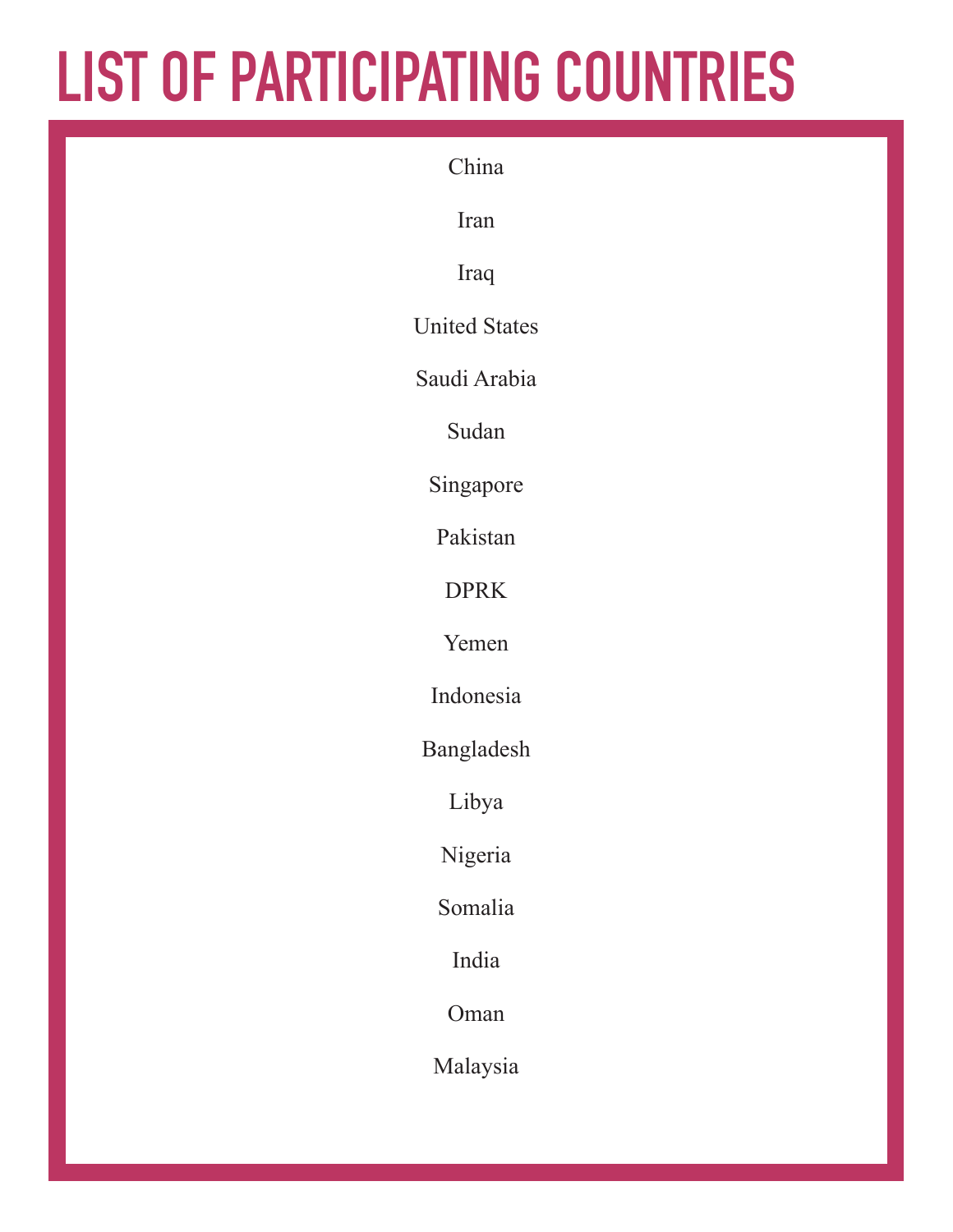# LIST OF PARTICIPATING COUNTRIES

China

Iran

Iraq

United States

Saudi Arabia

Sudan

Singapore

Pakistan

DPRK

Yemen

Indonesia

Bangladesh

Libya

Nigeria

Somalia

India

Oman

Malaysia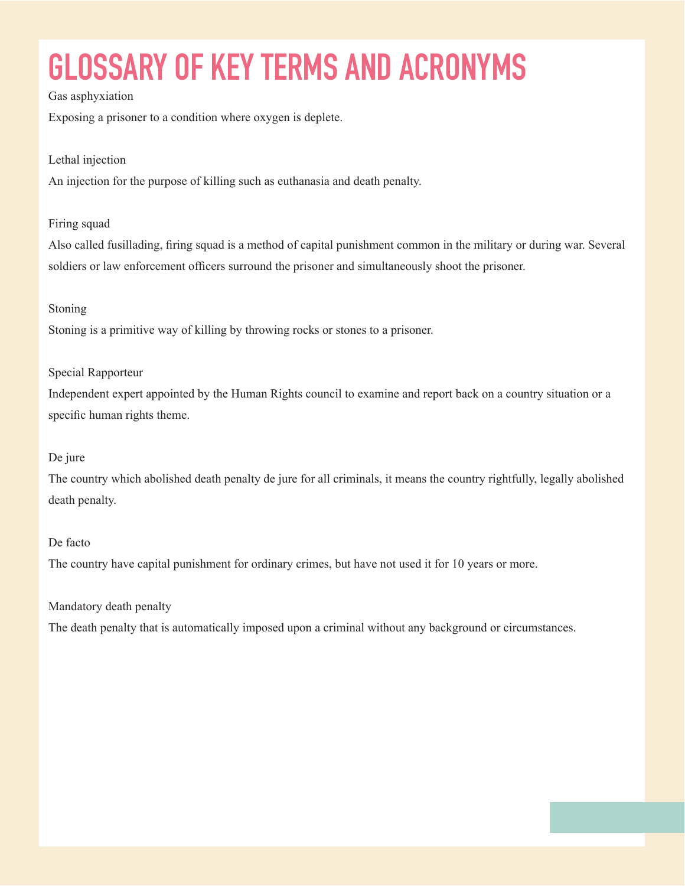# GLOSSARY OF KEY TERMS AND ACRONYMS

Gas asphyxiation

Exposing a prisoner to a condition where oxygen is deplete.

Lethal injection

An injection for the purpose of killing such as euthanasia and death penalty.

Firing squad

Also called fusillading, firing squad is a method of capital punishment common in the military or during war. Several soldiers or law enforcement officers surround the prisoner and simultaneously shoot the prisoner.

Stoning

Stoning is a primitive way of killing by throwing rocks or stones to a prisoner.

Special Rapporteur

Independent expert appointed by the Human Rights council to examine and report back on a country situation or a specific human rights theme.

De jure

The country which abolished death penalty de jure for all criminals, it means the country rightfully, legally abolished death penalty.

De facto

The country have capital punishment for ordinary crimes, but have not used it for 10 years or more.

Mandatory death penalty

The death penalty that is automatically imposed upon a criminal without any background or circumstances.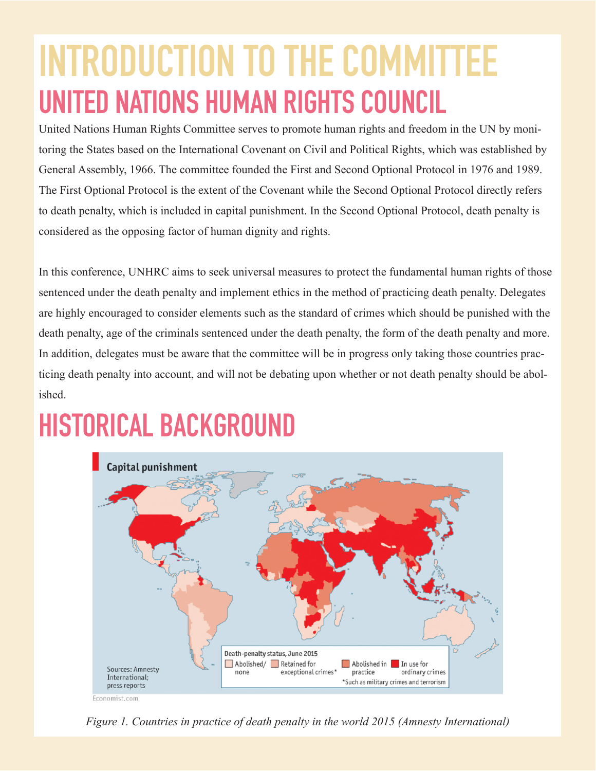# INTRODUCTION TO THE COMMITTEE

## UNITED NATIONS HUMAN RIGHTS COUNCIL

United Nations Human Rights Committee serves to promote human rights and freedom in the UN by monitoring the States based on the International Covenant on Civil and Political Rights, which was established by General Assembly, 1966. The committee founded the First and Second Optional Protocol in 1976 and 1989. The First Optional Protocol is the extent of the Covenant while the Second Optional Protocol directly refers to death penalty, which is included in capital punishment. In the Second Optional Protocol, death penalty is considered as the opposing factor of human dignity and rights.

In this conference, UNHRC aims to seek universal measures to protect the fundamental human rights of those sentenced under the death penalty and implement ethics in the method of practicing death penalty. Delegates are highly encouraged to consider elements such as the standard of crimes which should be punished with the death penalty, age of the criminals sentenced under the death penalty, the form of the death penalty and more. In addition, delegates must be aware that the committee will be in progress only taking those countries practicing death penalty into account, and will not be debating upon whether or not death penalty should be abolished.

# HISTORICAL BACKGROUND

*Figure 1. Countries in practice of death penalty in the world 2015 (Amnesty International)*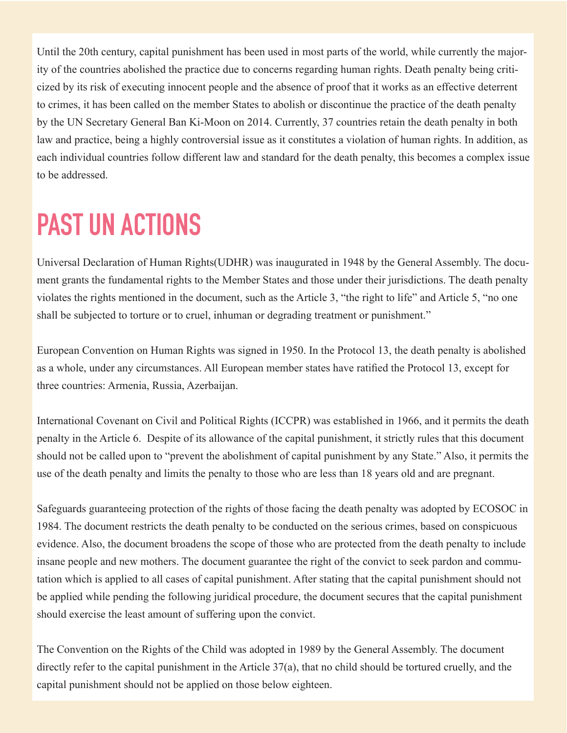Until the 20th century, capital punishment has been used in most parts of the world, while currently the majority of the countries abolished the practice due to concerns regarding human rights. Death penalty being criticized by its risk of executing innocent people and the absence of proof that it works as an effective deterrent to crimes, it has been called on the member States to abolish or discontinue the practice of the death penalty by the UN Secretary General Ban Ki-Moon on 2014. Currently, 37 countries retain the death penalty in both law and practice, being a highly controversial issue as it constitutes a violation of human rights. In addition, as each individual countries follow different law and standard for the death penalty, this becomes a complex issue to be addressed.

# PAST UN ACTIONS

Universal Declaration of Human Rights(UDHR) was inaugurated in 1948 by the General Assembly. The document grants the fundamental rights to the Member States and those under their jurisdictions. The death penalty violates the rights mentioned in the document, such as the Article 3, "the right to life" and Article 5, "no one shall be subjected to torture or to cruel, inhuman or degrading treatment or punishment."

European Convention on Human Rights was signed in 1950. In the Protocol 13, the death penalty is abolished as a whole, under any circumstances. All European member states have ratified the Protocol 13, except for three countries: Armenia, Russia, Azerbaijan.

International Covenant on Civil and Political Rights (ICCPR) was established in 1966, and it permits the death penalty in the Article 6. Despite of its allowance of the capital punishment, it strictly rules that this document should not be called upon to "prevent the abolishment of capital punishment by any State." Also, it permits the use of the death penalty and limits the penalty to those who are less than 18 years old and are pregnant.

Safeguards guaranteeing protection of the rights of those facing the death penalty was adopted by ECOSOC in 1984. The document restricts the death penalty to be conducted on the serious crimes, based on conspicuous evidence. Also, the document broadens the scope of those who are protected from the death penalty to include insane people and new mothers. The document guarantee the right of the convict to seek pardon and commutation which is applied to all cases of capital punishment. After stating that the capital punishment should not be applied while pending the following juridical procedure, the document secures that the capital punishment should exercise the least amount of suffering upon the convict.

The Convention on the Rights of the Child was adopted in 1989 by the General Assembly. The document directly refer to the capital punishment in the Article 37(a), that no child should be tortured cruelly, and the capital punishment should not be applied on those below eighteen.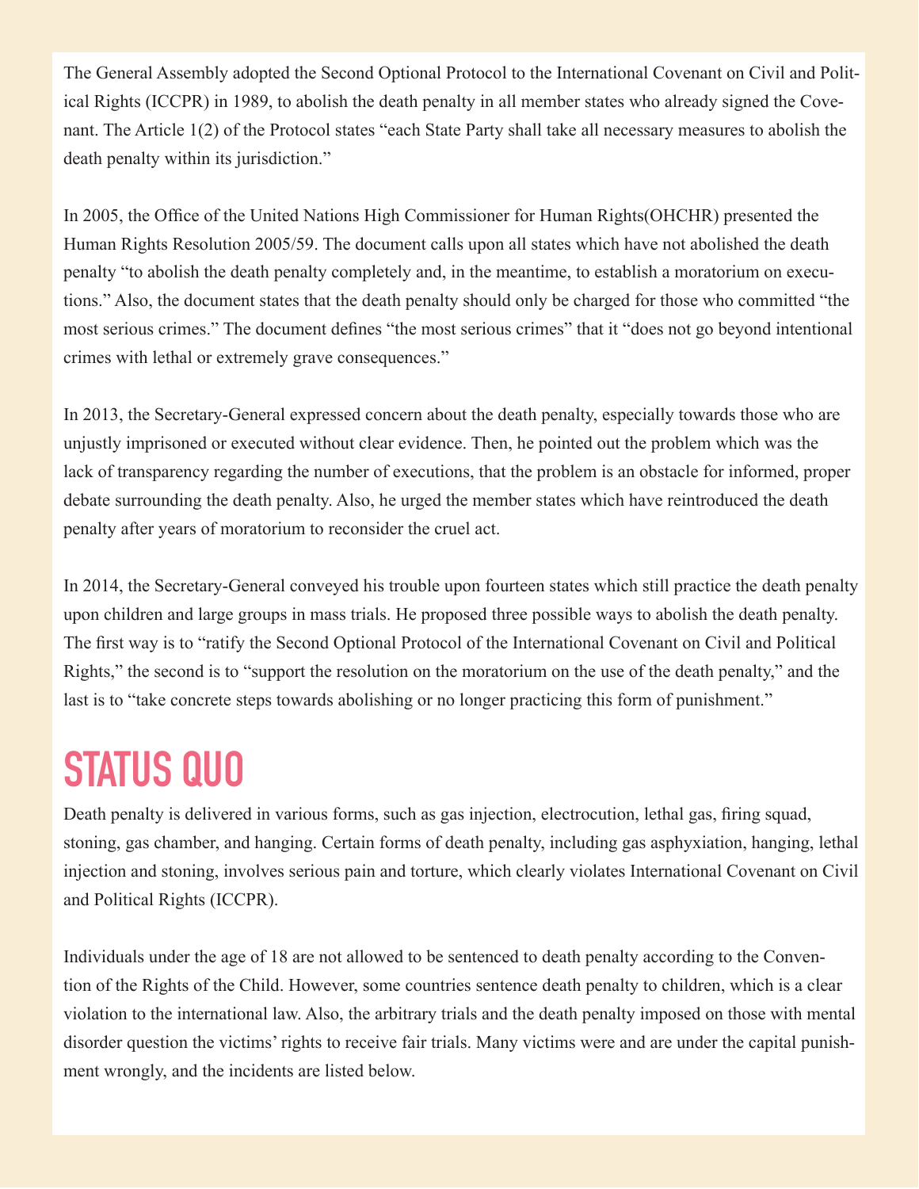The General Assembly adopted the Second Optional Protocol to the International Covenant on Civil and Political Rights (ICCPR) in 1989, to abolish the death penalty in all member states who already signed the Covenant. The Article 1(2) of the Protocol states "each State Party shall take all necessary measures to abolish the death penalty within its jurisdiction."

In 2005, the Office of the United Nations High Commissioner for Human Rights(OHCHR) presented the Human Rights Resolution 2005/59. The document calls upon all states which have not abolished the death penalty "to abolish the death penalty completely and, in the meantime, to establish a moratorium on executions." Also, the document states that the death penalty should only be charged for those who committed "the most serious crimes." The document defines "the most serious crimes" that it "does not go beyond intentional crimes with lethal or extremely grave consequences."

In 2013, the Secretary-General expressed concern about the death penalty, especially towards those who are unjustly imprisoned or executed without clear evidence. Then, he pointed out the problem which was the lack of transparency regarding the number of executions, that the problem is an obstacle for informed, proper debate surrounding the death penalty. Also, he urged the member states which have reintroduced the death penalty after years of moratorium to reconsider the cruel act.

In 2014, the Secretary-General conveyed his trouble upon fourteen states which still practice the death penalty upon children and large groups in mass trials. He proposed three possible ways to abolish the death penalty. The first way is to "ratify the Second Optional Protocol of the International Covenant on Civil and Political Rights," the second is to "support the resolution on the moratorium on the use of the death penalty," and the last is to "take concrete steps towards abolishing or no longer practicing this form of punishment."

# STATUS QUO

Death penalty is delivered in various forms, such as gas injection, electrocution, lethal gas, firing squad, stoning, gas chamber, and hanging. Certain forms of death penalty, including gas asphyxiation, hanging, lethal injection and stoning, involves serious pain and torture, which clearly violates International Covenant on Civil and Political Rights (ICCPR).

Individuals under the age of 18 are not allowed to be sentenced to death penalty according to the Convention of the Rights of the Child. However, some countries sentence death penalty to children, which is a clear violation to the international law. Also, the arbitrary trials and the death penalty imposed on those with mental disorder question the victims' rights to receive fair trials. Many victims were and are under the capital punishment wrongly, and the incidents are listed below.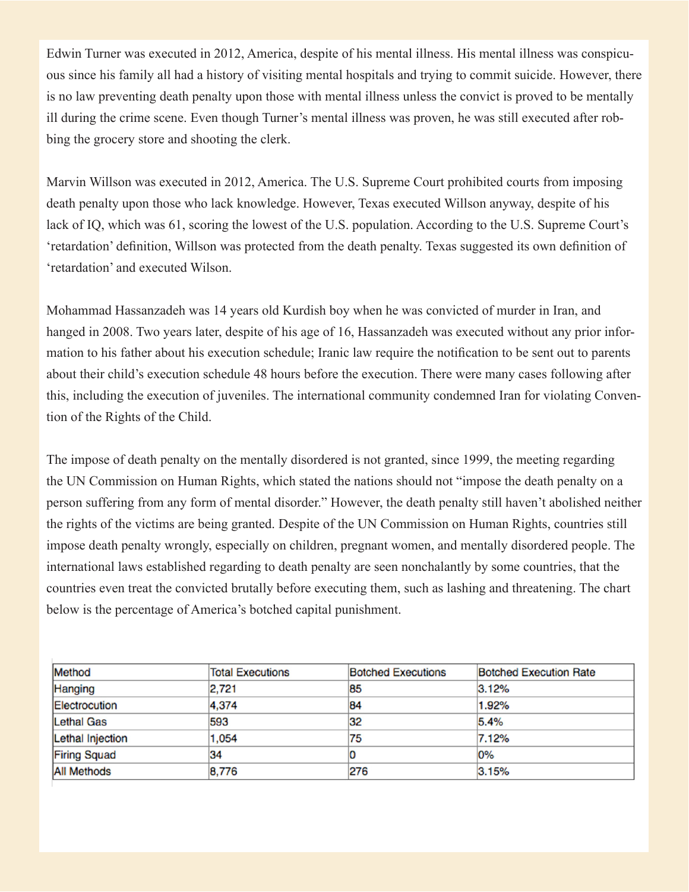Edwin Turner was executed in 2012, America, despite of his mental illness. His mental illness was conspicuous since his family all had a history of visiting mental hospitals and trying to commit suicide. However, there is no law preventing death penalty upon those with mental illness unless the convict is proved to be mentally ill during the crime scene. Even though Turner's mental illness was proven, he was still executed after robbing the grocery store and shooting the clerk.

Marvin Willson was executed in 2012, America. The U.S. Supreme Court prohibited courts from imposing death penalty upon those who lack knowledge. However, Texas executed Willson anyway, despite of his lack of IQ, which was 61, scoring the lowest of the U.S. population. According to the U.S. Supreme Court's 'retardation' definition, Willson was protected from the death penalty. Texas suggested its own definition of 'retardation' and executed Wilson.

Mohammad Hassanzadeh was 14 years old Kurdish boy when he was convicted of murder in Iran, and hanged in 2008. Two years later, despite of his age of 16, Hassanzadeh was executed without any prior information to his father about his execution schedule; Iranic law require the notification to be sent out to parents about their child's execution schedule 48 hours before the execution. There were many cases following after this, including the execution of juveniles. The international community condemned Iran for violating Convention of the Rights of the Child.

The impose of death penalty on the mentally disordered is not granted, since 1999, the meeting regarding the UN Commission on Human Rights, which stated the nations should not "impose the death penalty on a person suffering from any form of mental disorder." However, the death penalty still haven't abolished neither the rights of the victims are being granted. Despite of the UN Commission on Human Rights, countries still impose death penalty wrongly, especially on children, pregnant women, and mentally disordered people. The international laws established regarding to death penalty are seen nonchalantly by some countries, that the countries even treat the convicted brutally before executing them, such as lashing and threatening. The chart below is the percentage of America's botched capital punishment.

| Method | Total Executions | Botched Executions | Botched Execution Rate |
|---|---|---|---|
| Hanging | 2,721 | 85 | 3.12% |
| Electrocution | 4,374 | 84 | 1.92% |
| Lethal Gas | 593 | 32 | 5.4% |
| Lethal Injection | 1,054 | 75 | 7.12% |
| Firing Squad | 34 | 0 | 0% |
| All Methods | 8,776 | 276 | 3.15% |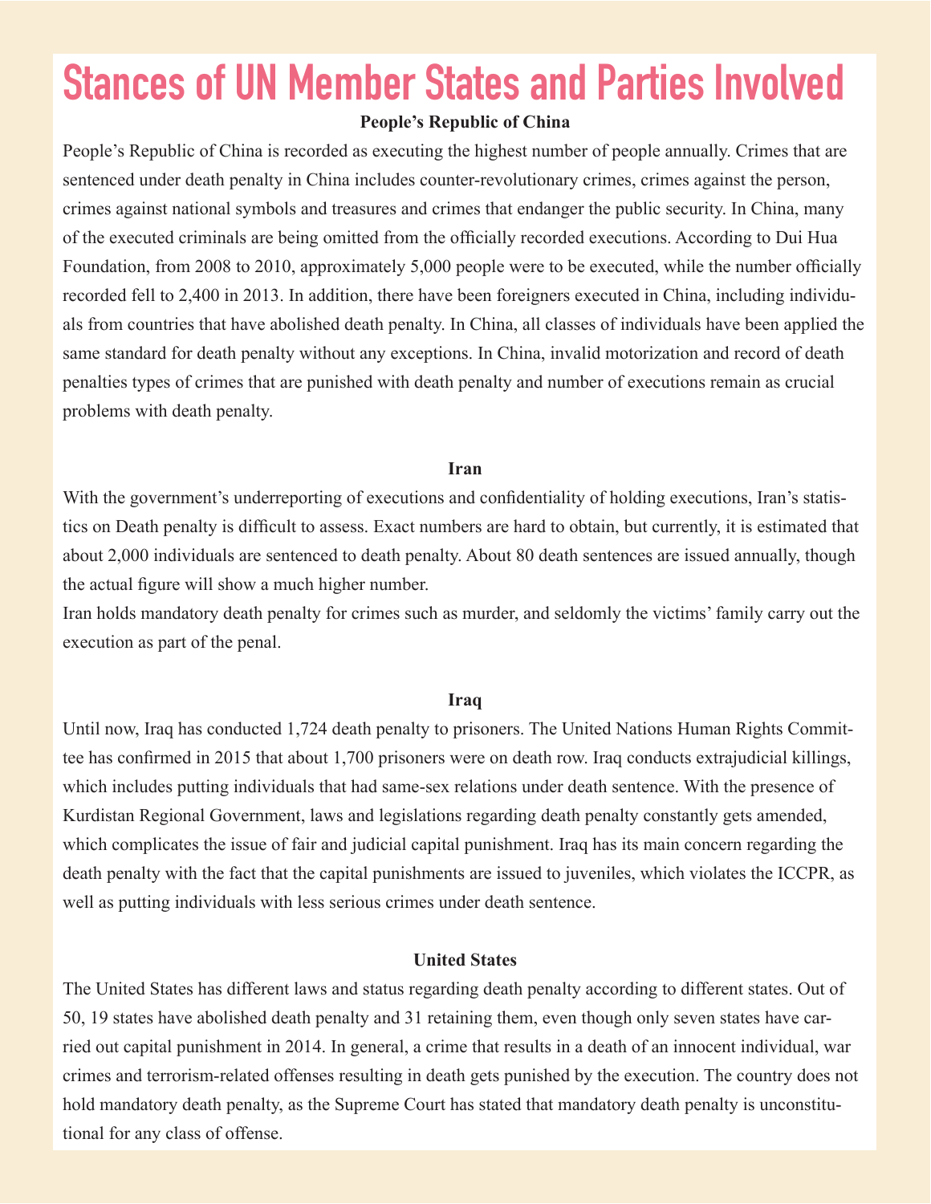# Stances of UN Member States and Parties Involved

**People's Republic of China**

People's Republic of China is recorded as executing the highest number of people annually. Crimes that are sentenced under death penalty in China includes counter-revolutionary crimes, crimes against the person, crimes against national symbols and treasures and crimes that endanger the public security. In China, many of the executed criminals are being omitted from the officially recorded executions. According to Dui Hua Foundation, from 2008 to 2010, approximately 5,000 people were to be executed, while the number officially recorded fell to 2,400 in 2013. In addition, there have been foreigners executed in China, including individuals from countries that have abolished death penalty. In China, all classes of individuals have been applied the same standard for death penalty without any exceptions. In China, invalid motorization and record of death penalties types of crimes that are punished with death penalty and number of executions remain as crucial problems with death penalty.

**Iran**

With the government's underreporting of executions and confidentiality of holding executions, Iran's statistics on Death penalty is difficult to assess. Exact numbers are hard to obtain, but currently, it is estimated that about 2,000 individuals are sentenced to death penalty. About 80 death sentences are issued annually, though the actual figure will show a much higher number.

Iran holds mandatory death penalty for crimes such as murder, and seldomly the victims' family carry out the execution as part of the penal.

**Iraq**

Until now, Iraq has conducted 1,724 death penalty to prisoners. The United Nations Human Rights Committee has confirmed in 2015 that about 1,700 prisoners were on death row. Iraq conducts extrajudicial killings, which includes putting individuals that had same-sex relations under death sentence. With the presence of Kurdistan Regional Government, laws and legislations regarding death penalty constantly gets amended, which complicates the issue of fair and judicial capital punishment. Iraq has its main concern regarding the death penalty with the fact that the capital punishments are issued to juveniles, which violates the ICCPR, as well as putting individuals with less serious crimes under death sentence.

**United States**

The United States has different laws and status regarding death penalty according to different states. Out of 50, 19 states have abolished death penalty and 31 retaining them, even though only seven states have carried out capital punishment in 2014. In general, a crime that results in a death of an innocent individual, war crimes and terrorism-related offenses resulting in death gets punished by the execution. The country does not hold mandatory death penalty, as the Supreme Court has stated that mandatory death penalty is unconstitutional for any class of offense.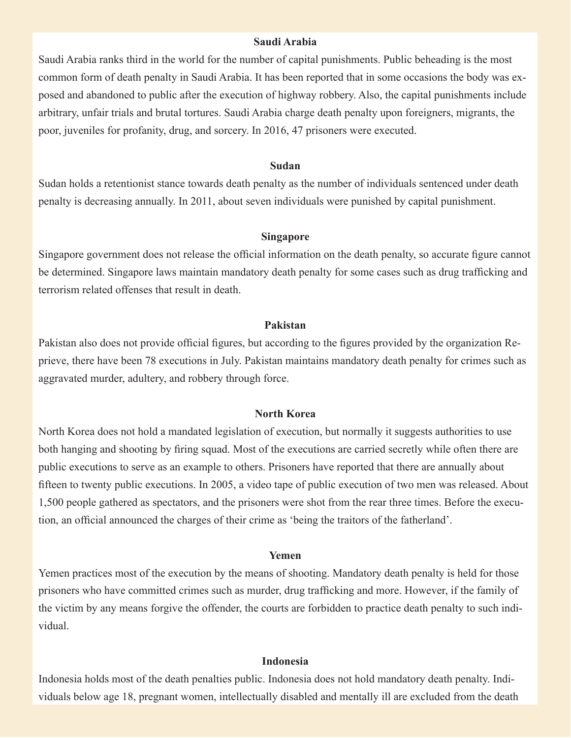### Saudi Arabia

Saudi Arabia ranks third in the world for the number of capital punishments. Public beheading is the most common form of death penalty in Saudi Arabia. It has been reported that in some occasions the body was exposed and abandoned to public after the execution of highway robbery. Also, the capital punishments include arbitrary, unfair trials and brutal tortures. Saudi Arabia charge death penalty upon foreigners, migrants, the poor, juveniles for profanity, drug, and sorcery. In 2016, 47 prisoners were executed.

### Sudan

Sudan holds a retentionist stance towards death penalty as the number of individuals sentenced under death penalty is decreasing annually. In 2011, about seven individuals were punished by capital punishment.

### Singapore

Singapore government does not release the official information on the death penalty, so accurate figure cannot be determined. Singapore laws maintain mandatory death penalty for some cases such as drug trafficking and terrorism related offenses that result in death.

### Pakistan

Pakistan also does not provide official figures, but according to the figures provided by the organization Reprieve, there have been 78 executions in July. Pakistan maintains mandatory death penalty for crimes such as aggravated murder, adultery, and robbery through force.

### North Korea

North Korea does not hold a mandated legislation of execution, but normally it suggests authorities to use both hanging and shooting by firing squad. Most of the executions are carried secretly while often there are public executions to serve as an example to others. Prisoners have reported that there are annually about fifteen to twenty public executions. In 2005, a video tape of public execution of two men was released. About 1,500 people gathered as spectators, and the prisoners were shot from the rear three times. Before the execution, an official announced the charges of their crime as 'being the traitors of the fatherland'.

### Yemen

Yemen practices most of the execution by the means of shooting. Mandatory death penalty is held for those prisoners who have committed crimes such as murder, drug trafficking and more. However, if the family of the victim by any means forgive the offender, the courts are forbidden to practice death penalty to such individual.

### Indonesia

Indonesia holds most of the death penalties public. Indonesia does not hold mandatory death penalty. Individuals below age 18, pregnant women, intellectually disabled and mentally ill are excluded from the death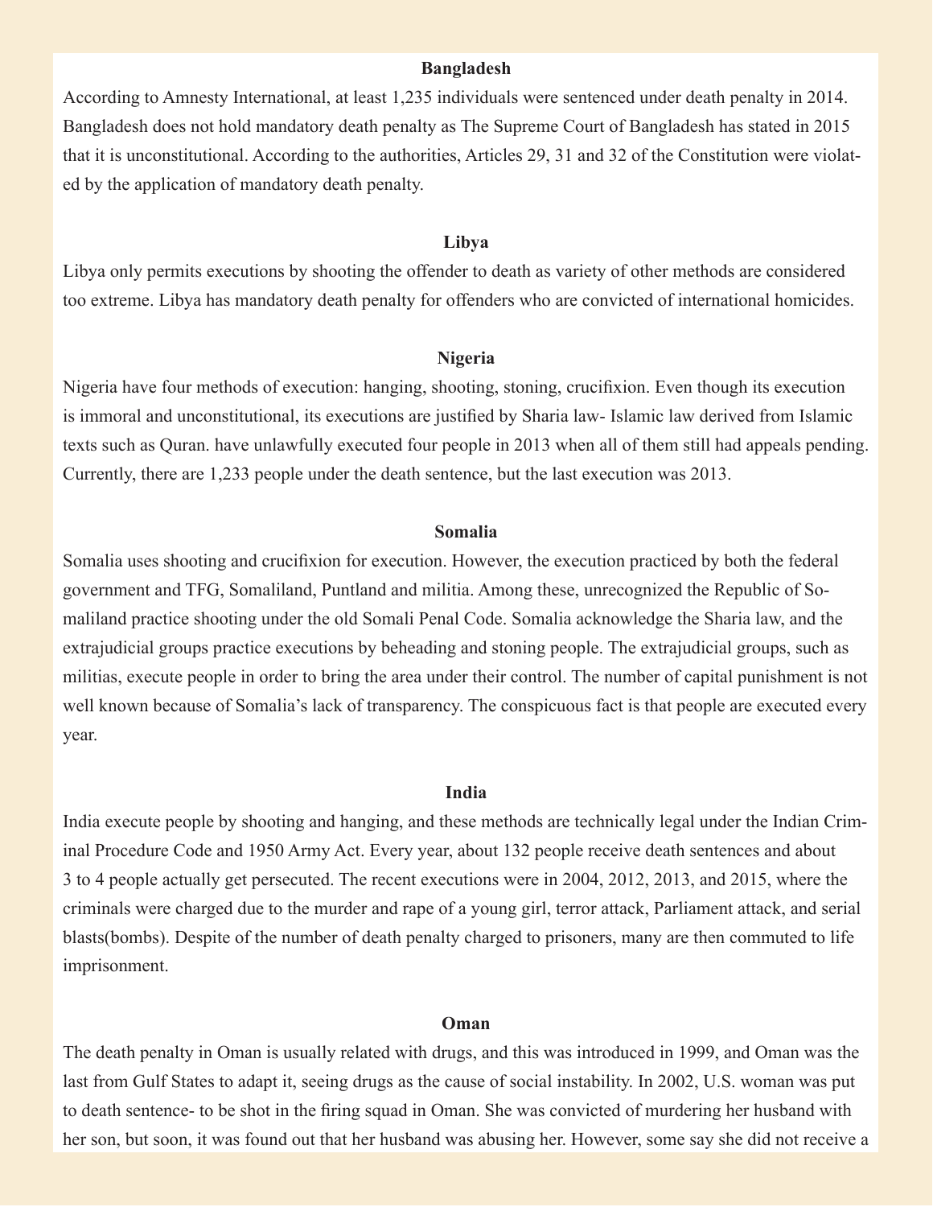**Bangladesh**

According to Amnesty International, at least 1,235 individuals were sentenced under death penalty in 2014. Bangladesh does not hold mandatory death penalty as The Supreme Court of Bangladesh has stated in 2015 that it is unconstitutional. According to the authorities, Articles 29, 31 and 32 of the Constitution were violated by the application of mandatory death penalty.

**Libya**

Libya only permits executions by shooting the offender to death as variety of other methods are considered too extreme. Libya has mandatory death penalty for offenders who are convicted of international homicides.

**Nigeria**

Nigeria have four methods of execution: hanging, shooting, stoning, crucifixion. Even though its execution is immoral and unconstitutional, its executions are justified by Sharia law- Islamic law derived from Islamic texts such as Quran. have unlawfully executed four people in 2013 when all of them still had appeals pending. Currently, there are 1,233 people under the death sentence, but the last execution was 2013.

**Somalia**

Somalia uses shooting and crucifixion for execution. However, the execution practiced by both the federal government and TFG, Somaliland, Puntland and militia. Among these, unrecognized the Republic of Somaliland practice shooting under the old Somali Penal Code. Somalia acknowledge the Sharia law, and the extrajudicial groups practice executions by beheading and stoning people. The extrajudicial groups, such as militias, execute people in order to bring the area under their control. The number of capital punishment is not well known because of Somalia's lack of transparency. The conspicuous fact is that people are executed every year.

**India**

India execute people by shooting and hanging, and these methods are technically legal under the Indian Criminal Procedure Code and 1950 Army Act. Every year, about 132 people receive death sentences and about 3 to 4 people actually get persecuted. The recent executions were in 2004, 2012, 2013, and 2015, where the criminals were charged due to the murder and rape of a young girl, terror attack, Parliament attack, and serial blasts(bombs). Despite of the number of death penalty charged to prisoners, many are then commuted to life imprisonment.

**Oman**

The death penalty in Oman is usually related with drugs, and this was introduced in 1999, and Oman was the last from Gulf States to adapt it, seeing drugs as the cause of social instability. In 2002, U.S. woman was put to death sentence- to be shot in the firing squad in Oman. She was convicted of murdering her husband with her son, but soon, it was found out that her husband was abusing her. However, some say she did not receive a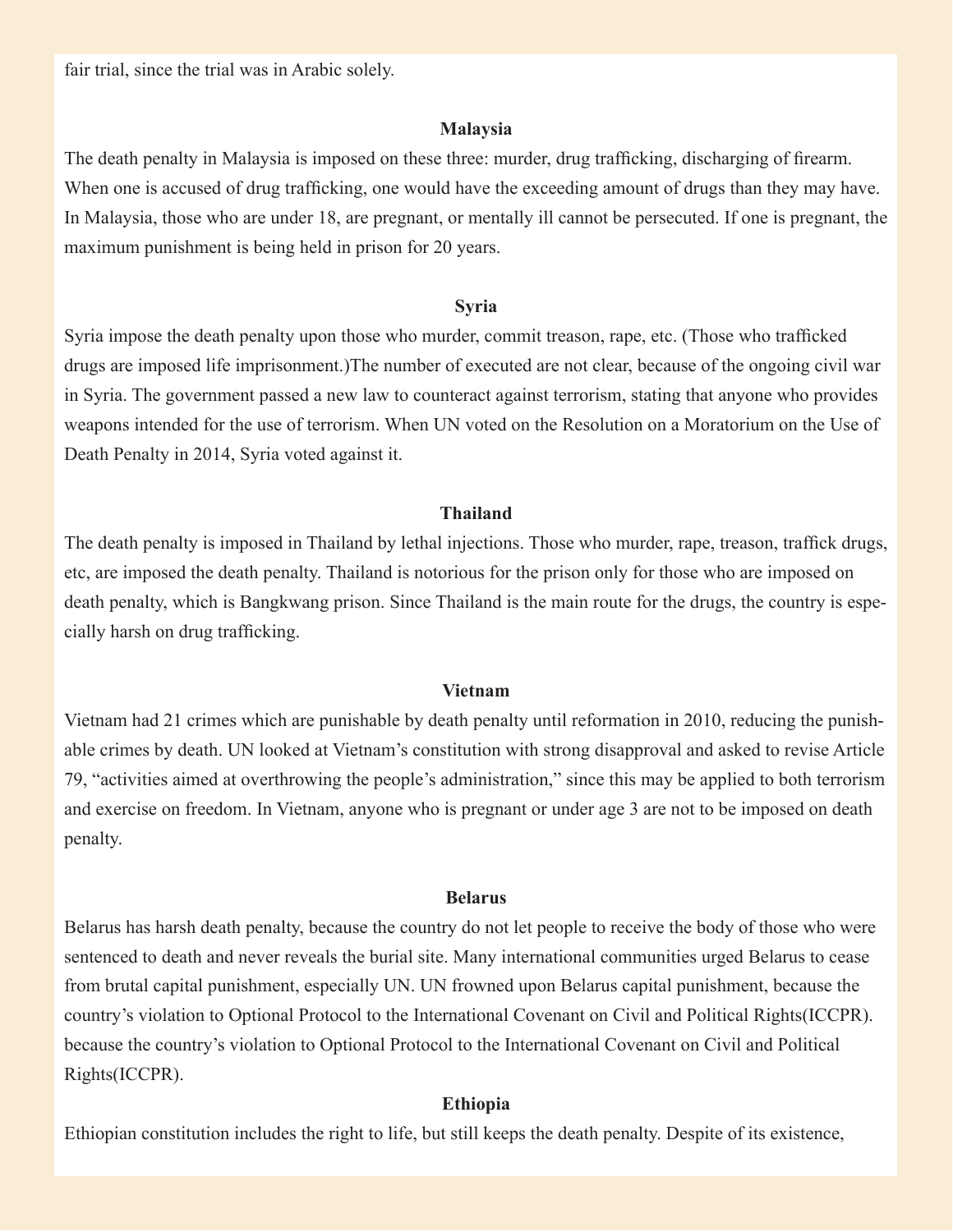fair trial, since the trial was in Arabic solely.

### Malaysia

The death penalty in Malaysia is imposed on these three: murder, drug trafficking, discharging of firearm. When one is accused of drug trafficking, one would have the exceeding amount of drugs than they may have. In Malaysia, those who are under 18, are pregnant, or mentally ill cannot be persecuted. If one is pregnant, the maximum punishment is being held in prison for 20 years.

### Syria

Syria impose the death penalty upon those who murder, commit treason, rape, etc. (Those who trafficked drugs are imposed life imprisonment.)The number of executed are not clear, because of the ongoing civil war in Syria. The government passed a new law to counteract against terrorism, stating that anyone who provides weapons intended for the use of terrorism. When UN voted on the Resolution on a Moratorium on the Use of Death Penalty in 2014, Syria voted against it.

### Thailand

The death penalty is imposed in Thailand by lethal injections. Those who murder, rape, treason, traffick drugs, etc, are imposed the death penalty. Thailand is notorious for the prison only for those who are imposed on death penalty, which is Bangkwang prison. Since Thailand is the main route for the drugs, the country is especially harsh on drug trafficking.

### Vietnam

Vietnam had 21 crimes which are punishable by death penalty until reformation in 2010, reducing the punishable crimes by death. UN looked at Vietnam's constitution with strong disapproval and asked to revise Article 79, "activities aimed at overthrowing the people's administration," since this may be applied to both terrorism and exercise on freedom. In Vietnam, anyone who is pregnant or under age 3 are not to be imposed on death penalty.

### Belarus

Belarus has harsh death penalty, because the country do not let people to receive the body of those who were sentenced to death and never reveals the burial site. Many international communities urged Belarus to cease from brutal capital punishment, especially UN. UN frowned upon Belarus capital punishment, because the country's violation to Optional Protocol to the International Covenant on Civil and Political Rights(ICCPR). because the country's violation to Optional Protocol to the International Covenant on Civil and Political Rights(ICCPR).

### Ethiopia

Ethiopian constitution includes the right to life, but still keeps the death penalty. Despite of its existence,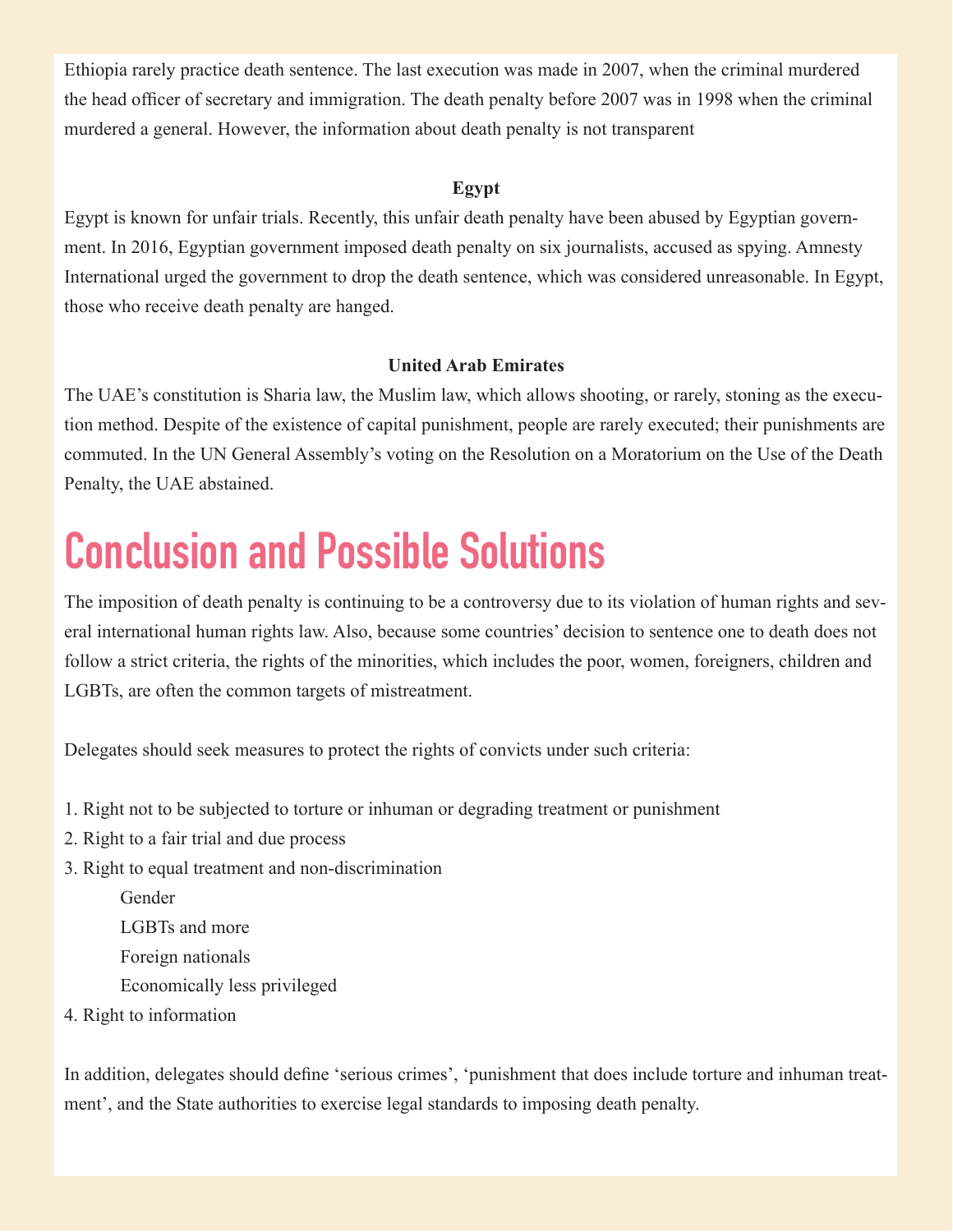Ethiopia rarely practice death sentence. The last execution was made in 2007, when the criminal murdered the head officer of secretary and immigration. The death penalty before 2007 was in 1998 when the criminal murdered a general. However, the information about death penalty is not transparent

### Egypt

Egypt is known for unfair trials. Recently, this unfair death penalty have been abused by Egyptian government. In 2016, Egyptian government imposed death penalty on six journalists, accused as spying. Amnesty International urged the government to drop the death sentence, which was considered unreasonable. In Egypt, those who receive death penalty are hanged.

### United Arab Emirates

The UAE's constitution is Sharia law, the Muslim law, which allows shooting, or rarely, stoning as the execution method. Despite of the existence of capital punishment, people are rarely executed; their punishments are commuted. In the UN General Assembly's voting on the Resolution on a Moratorium on the Use of the Death Penalty, the UAE abstained.

# Conclusion and Possible Solutions

The imposition of death penalty is continuing to be a controversy due to its violation of human rights and several international human rights law. Also, because some countries' decision to sentence one to death does not follow a strict criteria, the rights of the minorities, which includes the poor, women, foreigners, children and LGBTs, are often the common targets of mistreatment.

Delegates should seek measures to protect the rights of convicts under such criteria:

1. Right not to be subjected to torture or inhuman or degrading treatment or punishment
2. Right to a fair trial and due process
3. Right to equal treatment and non-discrimination
    - Gender
    - LGBTs and more
    - Foreign nationals
    - Economically less privileged
4. Right to information

In addition, delegates should define 'serious crimes', 'punishment that does include torture and inhuman treatment', and the State authorities to exercise legal standards to imposing death penalty.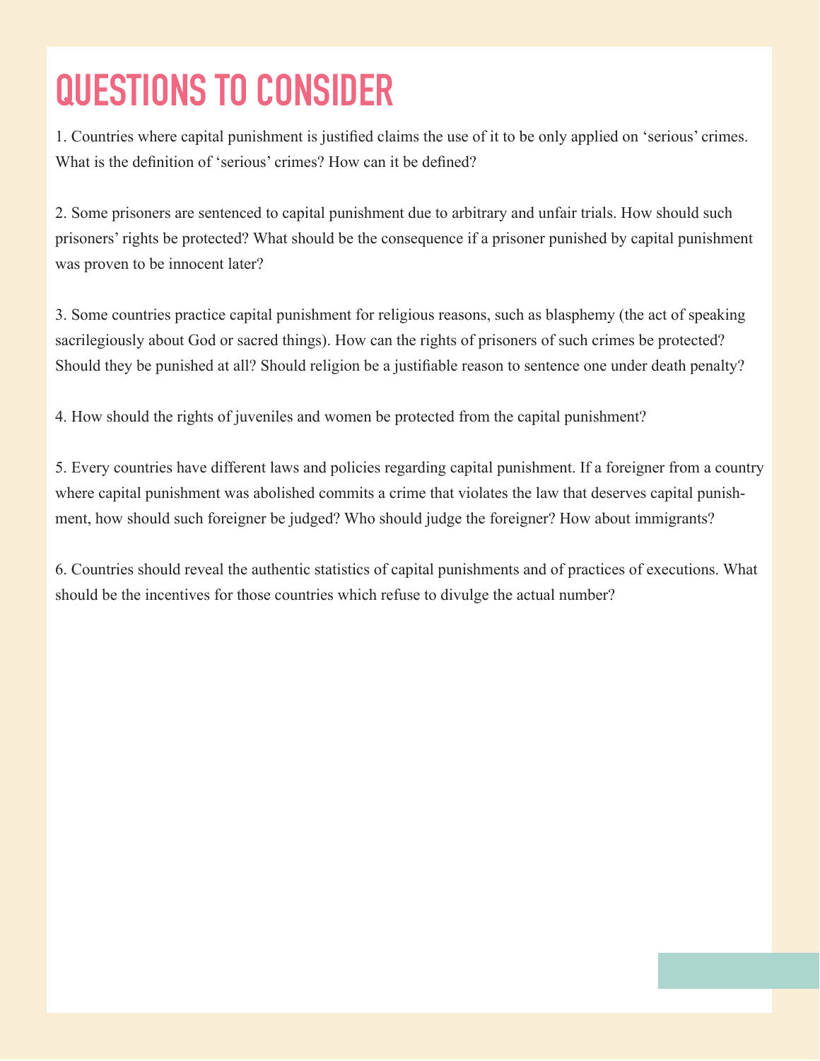# QUESTIONS TO CONSIDER

1. Countries where capital punishment is justified claims the use of it to be only applied on 'serious' crimes. What is the definition of 'serious' crimes? How can it be defined?

2. Some prisoners are sentenced to capital punishment due to arbitrary and unfair trials. How should such prisoners' rights be protected? What should be the consequence if a prisoner punished by capital punishment was proven to be innocent later?

3. Some countries practice capital punishment for religious reasons, such as blasphemy (the act of speaking sacrilegiously about God or sacred things). How can the rights of prisoners of such crimes be protected? Should they be punished at all? Should religion be a justifiable reason to sentence one under death penalty?

4. How should the rights of juveniles and women be protected from the capital punishment?

5. Every countries have different laws and policies regarding capital punishment. If a foreigner from a country where capital punishment was abolished commits a crime that violates the law that deserves capital punishment, how should such foreigner be judged? Who should judge the foreigner? How about immigrants?

6. Countries should reveal the authentic statistics of capital punishments and of practices of executions. What should be the incentives for those countries which refuse to divulge the actual number?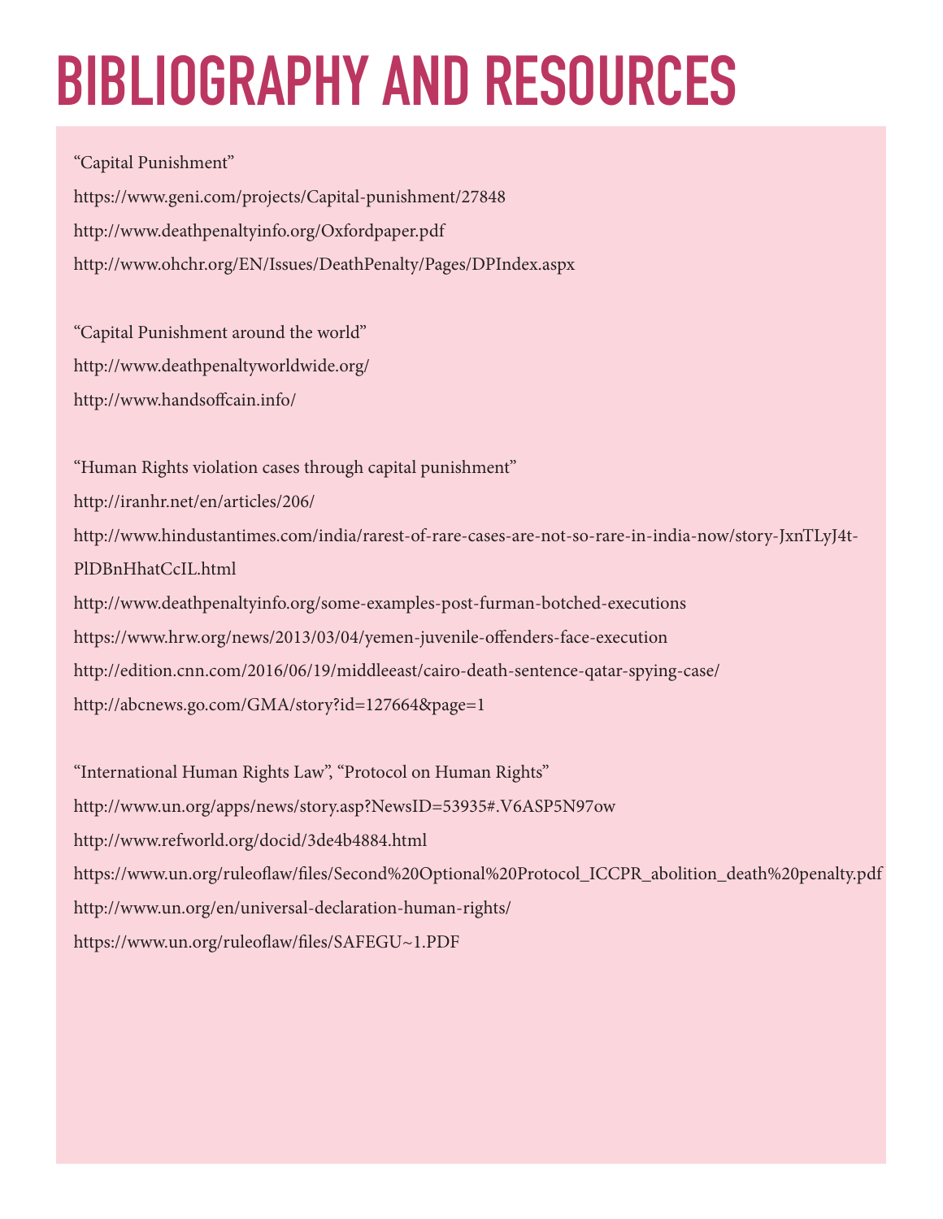# BIBLIOGRAPHY AND RESOURCES

"Capital Punishment"

https://www.geni.com/projects/Capital-punishment/27848

http://www.deathpenaltyinfo.org/Oxfordpaper.pdf

http://www.ohchr.org/EN/Issues/DeathPenalty/Pages/DPIndex.aspx

"Capital Punishment around the world"

http://www.deathpenaltyworldwide.org/

http://www.handsoffcain.info/

"Human Rights violation cases through capital punishment"

http://iranhr.net/en/articles/206/

http://www.hindustantimes.com/india/rarest-of-rare-cases-are-not-so-rare-in-india-now/story-JxnTLyJ4t-PlDBnHhatCcIL.html

http://www.deathpenaltyinfo.org/some-examples-post-furman-botched-executions

https://www.hrw.org/news/2013/03/04/yemen-juvenile-offenders-face-execution

http://edition.cnn.com/2016/06/19/middleeast/cairo-death-sentence-qatar-spying-case/

http://abcnews.go.com/GMA/story?id=127664&page=1

"International Human Rights Law", "Protocol on Human Rights"

http://www.un.org/apps/news/story.asp?NewsID=53935#.V6ASP5N97ow

http://www.refworld.org/docid/3de4b4884.html

https://www.un.org/ruleoflaw/files/Second%20Optional%20Protocol_ICCPR_abolition_death%20penalty.pdf

http://www.un.org/en/universal-declaration-human-rights/

https://www.un.org/ruleoflaw/files/SAFEGU~1.PDF